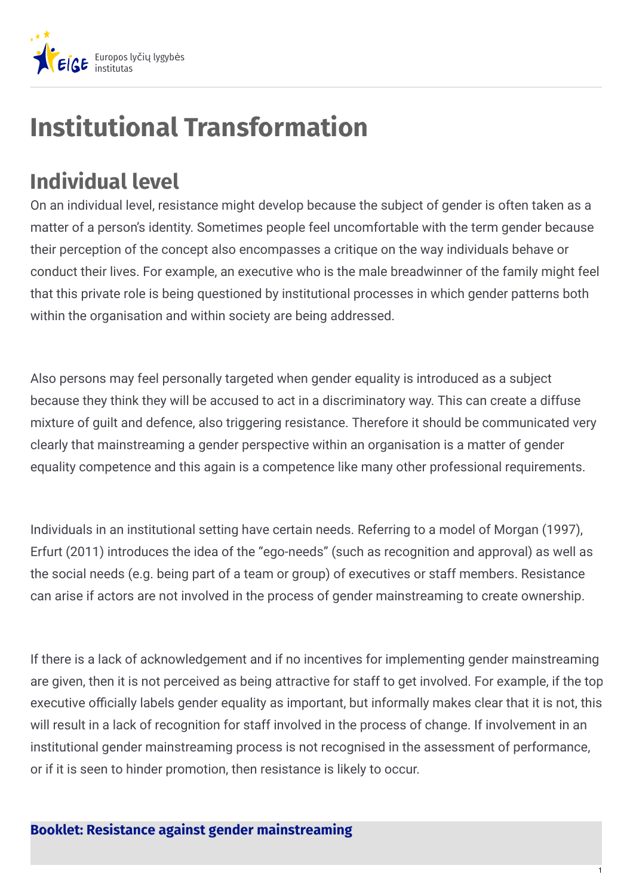Europos lyčių lygybės institutas

# Institutional Transformation

## Individual level

On an individual level, resistance might develop because the subject of gender is often taken as a matter of a person's identity. Sometimes people feel uncomfortable with the term gender because their perception of the concept also encompasses a critique on the way individuals behave or conduct their lives. For example, an executive who is the male breadwinner of the family might feel that this private role is being questioned by institutional processes in which gender patterns both within the organisation and within society are being addressed.

Also persons may feel personally targeted when gender equality is introduced as a subject because they think they will be accused to act in a discriminatory way. This can create a diffuse mixture of guilt and defence, also triggering resistance. Therefore it should be communicated very clearly that mainstreaming a gender perspective within an organisation is a matter of gender equality competence and this again is a competence like many other professional requirements.

Individuals in an institutional setting have certain needs. Referring to a model of Morgan (1997), Erfurt (2011) introduces the idea of the "ego-needs" (such as recognition and approval) as well as the social needs (e.g. being part of a team or group) of executives or staff members. Resistance can arise if actors are not involved in the process of gender mainstreaming to create ownership.

If there is a lack of acknowledgement and if no incentives for implementing gender mainstreaming are given, then it is not perceived as being attractive for staff to get involved. For example, if the top executive officially labels gender equality as important, but informally makes clear that it is not, this will result in a lack of recognition for staff involved in the process of change. If involvement in an institutional gender mainstreaming process is not recognised in the assessment of performance, or if it is seen to hinder promotion, then resistance is likely to occur.

**Booklet: Resistance against gender mainstreaming**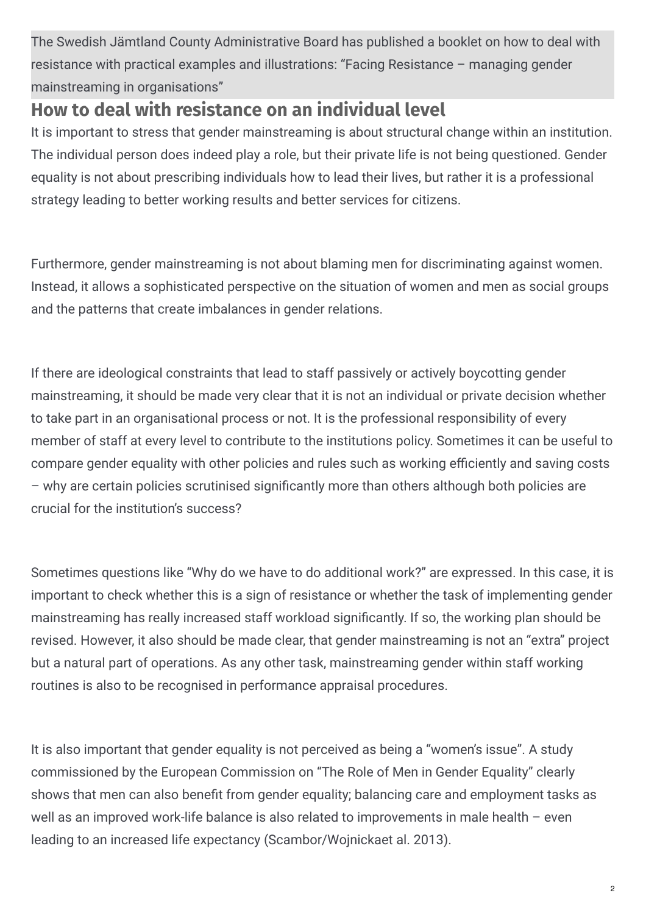The Swedish Jämtland County Administrative Board has published a booklet on how to deal with resistance with practical examples and illustrations: "Facing Resistance – managing gender mainstreaming in organisations"

## How to deal with resistance on an individual level

It is important to stress that gender mainstreaming is about structural change within an institution. The individual person does indeed play a role, but their private life is not being questioned. Gender equality is not about prescribing individuals how to lead their lives, but rather it is a professional strategy leading to better working results and better services for citizens.

Furthermore, gender mainstreaming is not about blaming men for discriminating against women. Instead, it allows a sophisticated perspective on the situation of women and men as social groups and the patterns that create imbalances in gender relations.

If there are ideological constraints that lead to staff passively or actively boycotting gender mainstreaming, it should be made very clear that it is not an individual or private decision whether to take part in an organisational process or not. It is the professional responsibility of every member of staff at every level to contribute to the institutions policy. Sometimes it can be useful to compare gender equality with other policies and rules such as working efficiently and saving costs – why are certain policies scrutinised significantly more than others although both policies are crucial for the institution's success?

Sometimes questions like "Why do we have to do additional work?" are expressed. In this case, it is important to check whether this is a sign of resistance or whether the task of implementing gender mainstreaming has really increased staff workload significantly. If so, the working plan should be revised. However, it also should be made clear, that gender mainstreaming is not an "extra" project but a natural part of operations. As any other task, mainstreaming gender within staff working routines is also to be recognised in performance appraisal procedures.

It is also important that gender equality is not perceived as being a "women's issue". A study commissioned by the European Commission on "The Role of Men in Gender Equality" clearly shows that men can also benefit from gender equality; balancing care and employment tasks as well as an improved work-life balance is also related to improvements in male health – even leading to an increased life expectancy (Scambor/Wojnickaet al. 2013).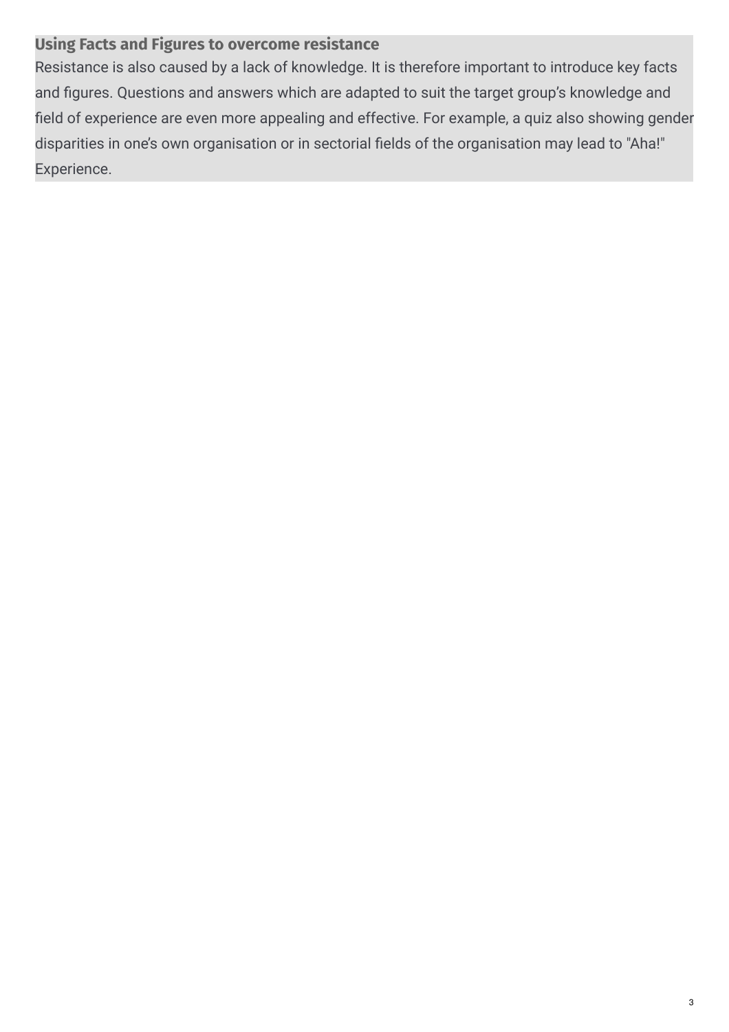### Using Facts and Figures to overcome resistance

Resistance is also caused by a lack of knowledge. It is therefore important to introduce key facts and figures. Questions and answers which are adapted to suit the target group's knowledge and field of experience are even more appealing and effective. For example, a quiz also showing gender disparities in one's own organisation or in sectorial fields of the organisation may lead to "Aha!" Experience.